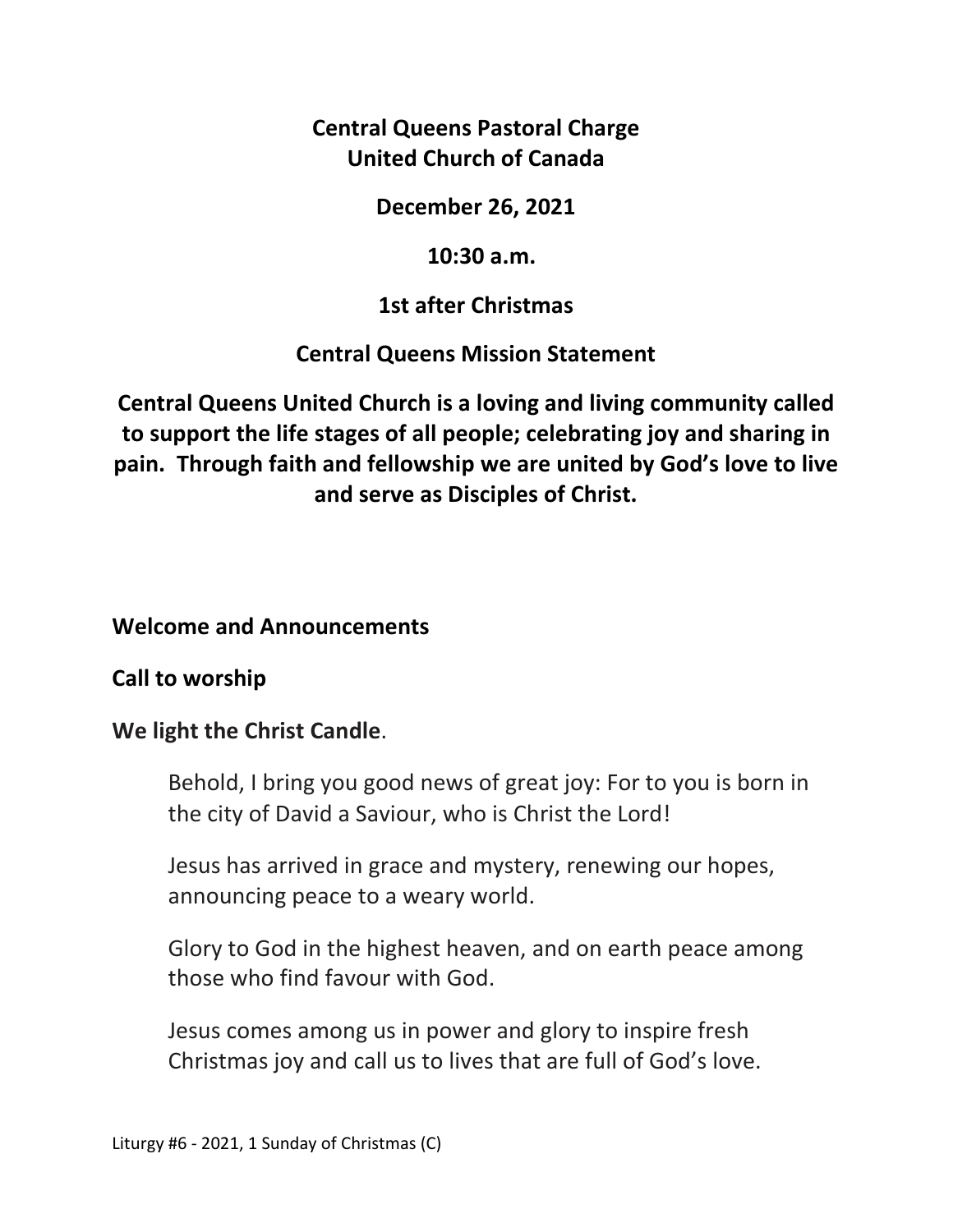**Central Queens Pastoral Charge**
**United Church of Canada**

**December 26, 2021**

**10:30 a.m.**

**1st after Christmas**

**Central Queens Mission Statement**

**Central Queens United Church is a loving and living community called to support the life stages of all people; celebrating joy and sharing in pain. Through faith and fellowship we are united by God's love to live and serve as Disciples of Christ.**

**Welcome and Announcements**

**Call to worship**

**We light the Christ Candle**.

Behold, I bring you good news of great joy: For to you is born in the city of David a Saviour, who is Christ the Lord!

Jesus has arrived in grace and mystery, renewing our hopes, announcing peace to a weary world.

Glory to God in the highest heaven, and on earth peace among those who find favour with God.

Jesus comes among us in power and glory to inspire fresh Christmas joy and call us to lives that are full of God's love.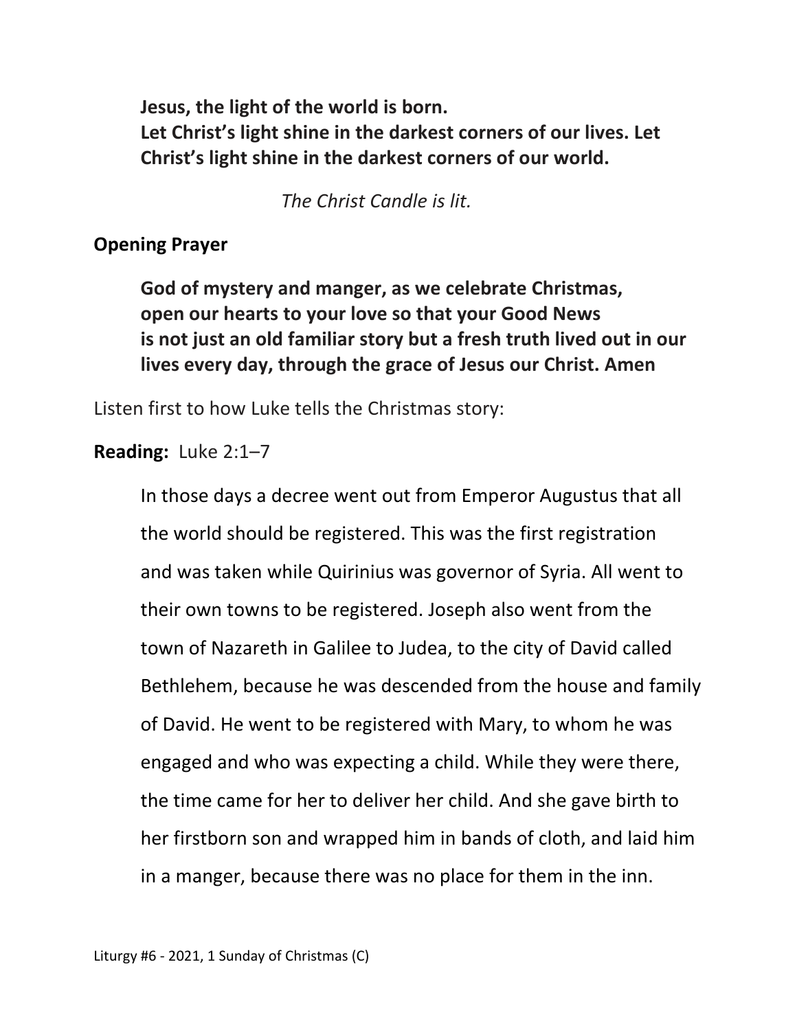**Jesus, the light of the world is born.**
**Let Christ's light shine in the darkest corners of our lives. Let Christ's light shine in the darkest corners of our world.**

*The Christ Candle is lit.*

**Opening Prayer**

**God of mystery and manger, as we celebrate Christmas, open our hearts to your love so that your Good News is not just an old familiar story but a fresh truth lived out in our lives every day, through the grace of Jesus our Christ. Amen**

Listen first to how Luke tells the Christmas story:

**Reading:** Luke 2:1–7

In those days a decree went out from Emperor Augustus that all the world should be registered. This was the first registration and was taken while Quirinius was governor of Syria. All went to their own towns to be registered. Joseph also went from the town of Nazareth in Galilee to Judea, to the city of David called Bethlehem, because he was descended from the house and family of David. He went to be registered with Mary, to whom he was engaged and who was expecting a child. While they were there, the time came for her to deliver her child. And she gave birth to her firstborn son and wrapped him in bands of cloth, and laid him in a manger, because there was no place for them in the inn.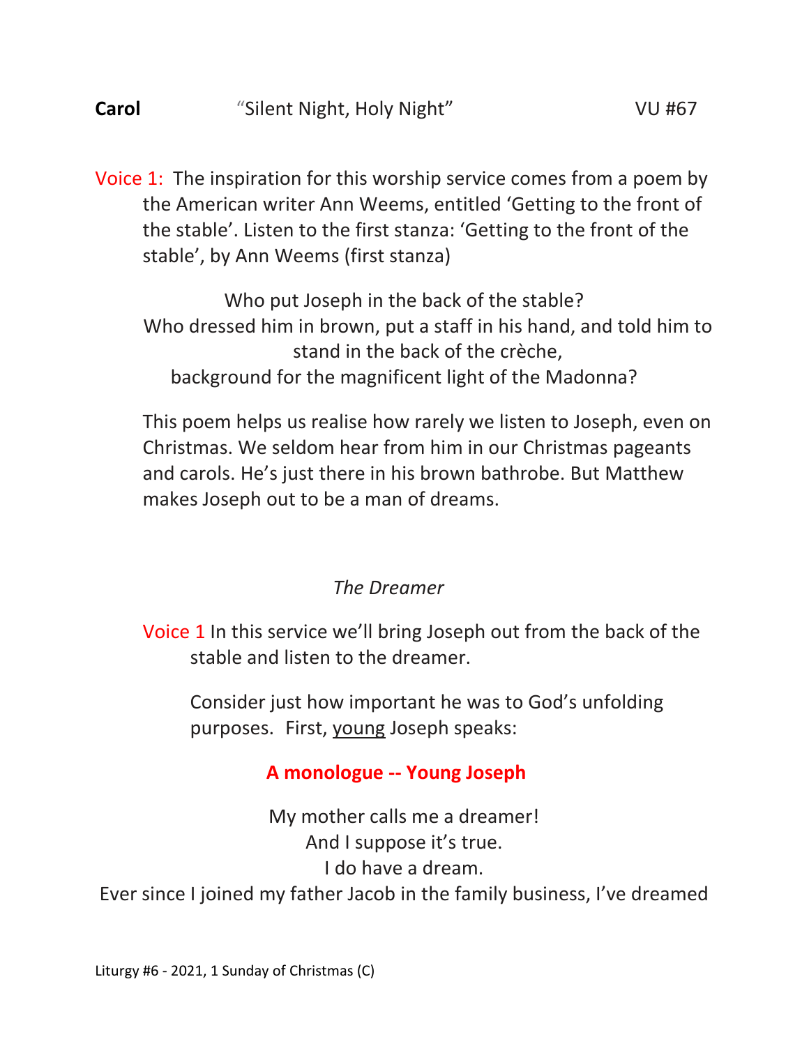**Carol** "Silent Night, Holy Night" VU #67

Voice 1: The inspiration for this worship service comes from a poem by the American writer Ann Weems, entitled 'Getting to the front of the stable'. Listen to the first stanza: 'Getting to the front of the stable', by Ann Weems (first stanza)

Who put Joseph in the back of the stable?
Who dressed him in brown, put a staff in his hand, and told him to stand in the back of the crèche,
background for the magnificent light of the Madonna?

This poem helps us realise how rarely we listen to Joseph, even on Christmas. We seldom hear from him in our Christmas pageants and carols. He's just there in his brown bathrobe. But Matthew makes Joseph out to be a man of dreams.

*The Dreamer*

Voice 1 In this service we'll bring Joseph out from the back of the stable and listen to the dreamer.

Consider just how important he was to God's unfolding purposes. First, young Joseph speaks:

**A monologue -- Young Joseph**

My mother calls me a dreamer!
And I suppose it's true.
I do have a dream.
Ever since I joined my father Jacob in the family business, I've dreamed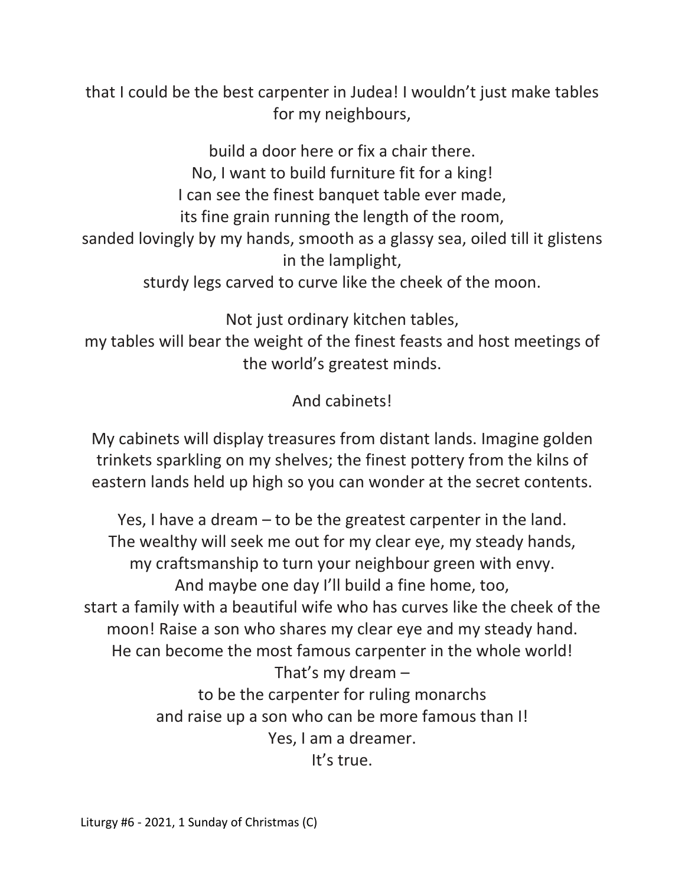that I could be the best carpenter in Judea! I wouldn't just make tables for my neighbours,

build a door here or fix a chair there.
No, I want to build furniture fit for a king!
I can see the finest banquet table ever made,
its fine grain running the length of the room,
sanded lovingly by my hands, smooth as a glassy sea, oiled till it glistens in the lamplight,
sturdy legs carved to curve like the cheek of the moon.

Not just ordinary kitchen tables,
my tables will bear the weight of the finest feasts and host meetings of the world's greatest minds.

And cabinets!

My cabinets will display treasures from distant lands. Imagine golden trinkets sparkling on my shelves; the finest pottery from the kilns of eastern lands held up high so you can wonder at the secret contents.

Yes, I have a dream – to be the greatest carpenter in the land.
The wealthy will seek me out for my clear eye, my steady hands,
my craftsmanship to turn your neighbour green with envy.
And maybe one day I'll build a fine home, too,
start a family with a beautiful wife who has curves like the cheek of the moon! Raise a son who shares my clear eye and my steady hand.
He can become the most famous carpenter in the whole world!
That's my dream –
to be the carpenter for ruling monarchs
and raise up a son who can be more famous than I!
Yes, I am a dreamer.
It's true.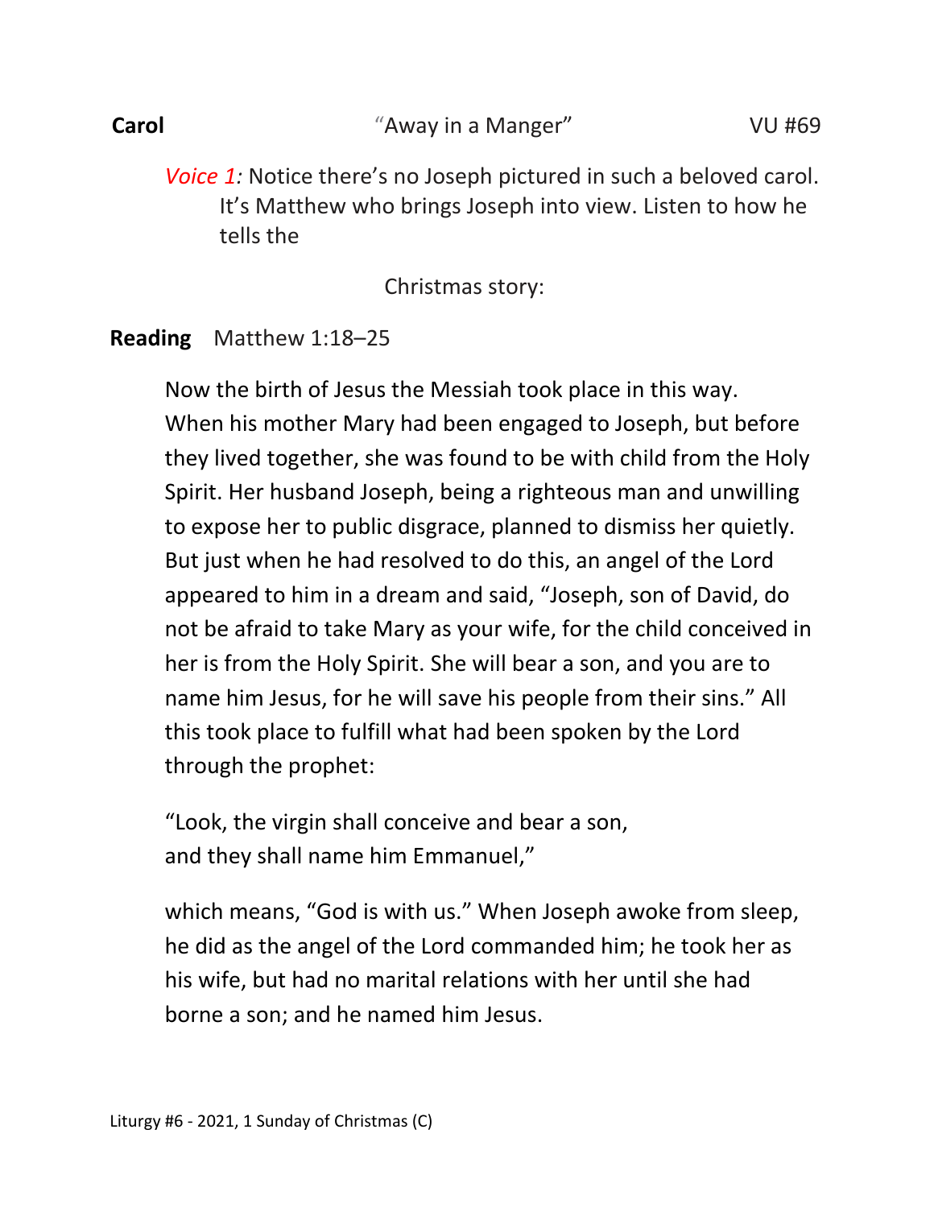**Carol** "Away in a Manger" VU #69

*Voice 1:* Notice there's no Joseph pictured in such a beloved carol. It's Matthew who brings Joseph into view. Listen to how he tells the

Christmas story:

**Reading** Matthew 1:18–25

Now the birth of Jesus the Messiah took place in this way. When his mother Mary had been engaged to Joseph, but before they lived together, she was found to be with child from the Holy Spirit. Her husband Joseph, being a righteous man and unwilling to expose her to public disgrace, planned to dismiss her quietly. But just when he had resolved to do this, an angel of the Lord appeared to him in a dream and said, "Joseph, son of David, do not be afraid to take Mary as your wife, for the child conceived in her is from the Holy Spirit. She will bear a son, and you are to name him Jesus, for he will save his people from their sins." All this took place to fulfill what had been spoken by the Lord through the prophet:

"Look, the virgin shall conceive and bear a son,
and they shall name him Emmanuel,"

which means, "God is with us." When Joseph awoke from sleep, he did as the angel of the Lord commanded him; he took her as his wife, but had no marital relations with her until she had borne a son; and he named him Jesus.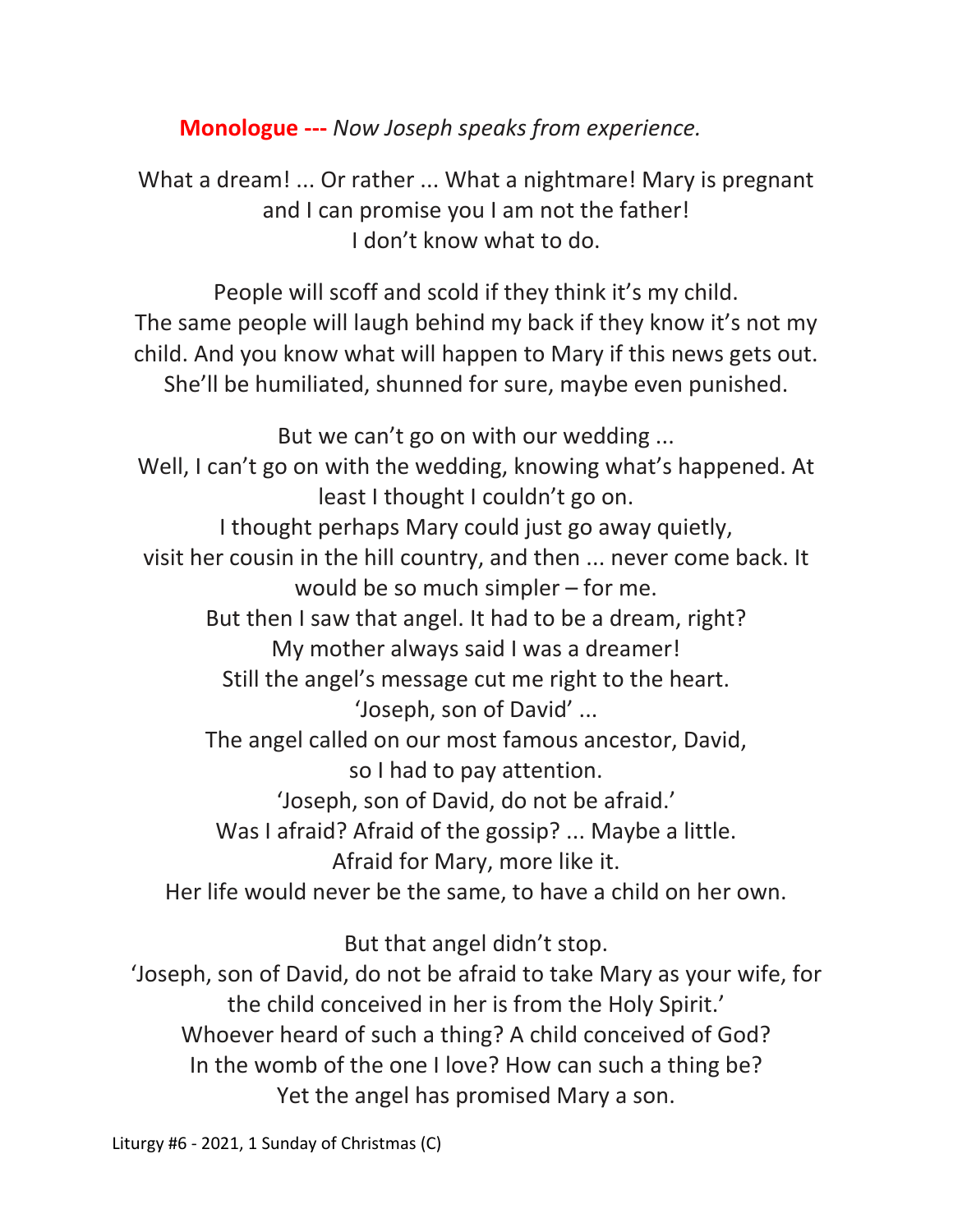**Monologue ---** *Now Joseph speaks from experience.*

What a dream! ... Or rather ... What a nightmare! Mary is pregnant and I can promise you I am not the father!
I don't know what to do.

People will scoff and scold if they think it's my child.
The same people will laugh behind my back if they know it's not my child. And you know what will happen to Mary if this news gets out. She'll be humiliated, shunned for sure, maybe even punished.

But we can't go on with our wedding ...
Well, I can't go on with the wedding, knowing what's happened. At least I thought I couldn't go on.
I thought perhaps Mary could just go away quietly,
visit her cousin in the hill country, and then ... never come back. It would be so much simpler – for me.
But then I saw that angel. It had to be a dream, right?
My mother always said I was a dreamer!
Still the angel's message cut me right to the heart.
'Joseph, son of David' ...
The angel called on our most famous ancestor, David,
so I had to pay attention.
'Joseph, son of David, do not be afraid.'
Was I afraid? Afraid of the gossip? ... Maybe a little.
Afraid for Mary, more like it.
Her life would never be the same, to have a child on her own.

But that angel didn't stop.
'Joseph, son of David, do not be afraid to take Mary as your wife, for the child conceived in her is from the Holy Spirit.'
Whoever heard of such a thing? A child conceived of God?
In the womb of the one I love? How can such a thing be?
Yet the angel has promised Mary a son.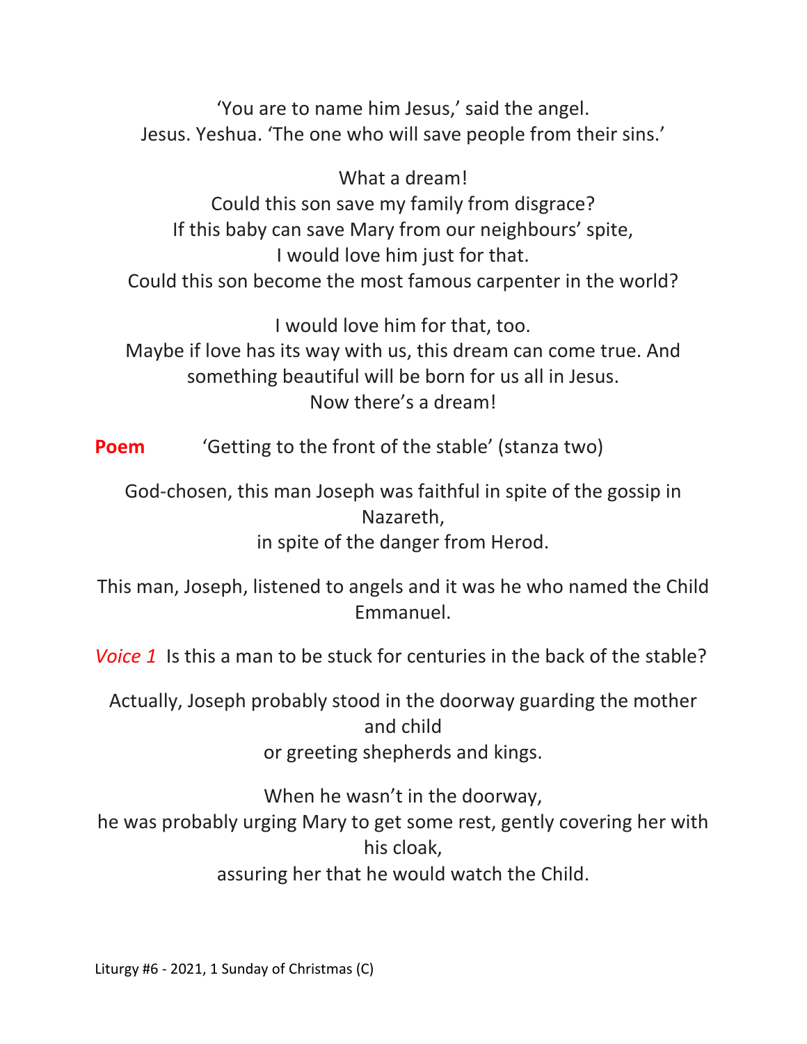'You are to name him Jesus,' said the angel.
Jesus. Yeshua. 'The one who will save people from their sins.'

What a dream!
Could this son save my family from disgrace?
If this baby can save Mary from our neighbours' spite,
I would love him just for that.
Could this son become the most famous carpenter in the world?

I would love him for that, too.
Maybe if love has its way with us, this dream can come true. And something beautiful will be born for us all in Jesus.
Now there's a dream!

**Poem** 'Getting to the front of the stable' (stanza two)

God-chosen, this man Joseph was faithful in spite of the gossip in Nazareth,
in spite of the danger from Herod.

This man, Joseph, listened to angels and it was he who named the Child Emmanuel.

*Voice 1* Is this a man to be stuck for centuries in the back of the stable?

Actually, Joseph probably stood in the doorway guarding the mother and child
or greeting shepherds and kings.

When he wasn't in the doorway,
he was probably urging Mary to get some rest, gently covering her with his cloak,
assuring her that he would watch the Child.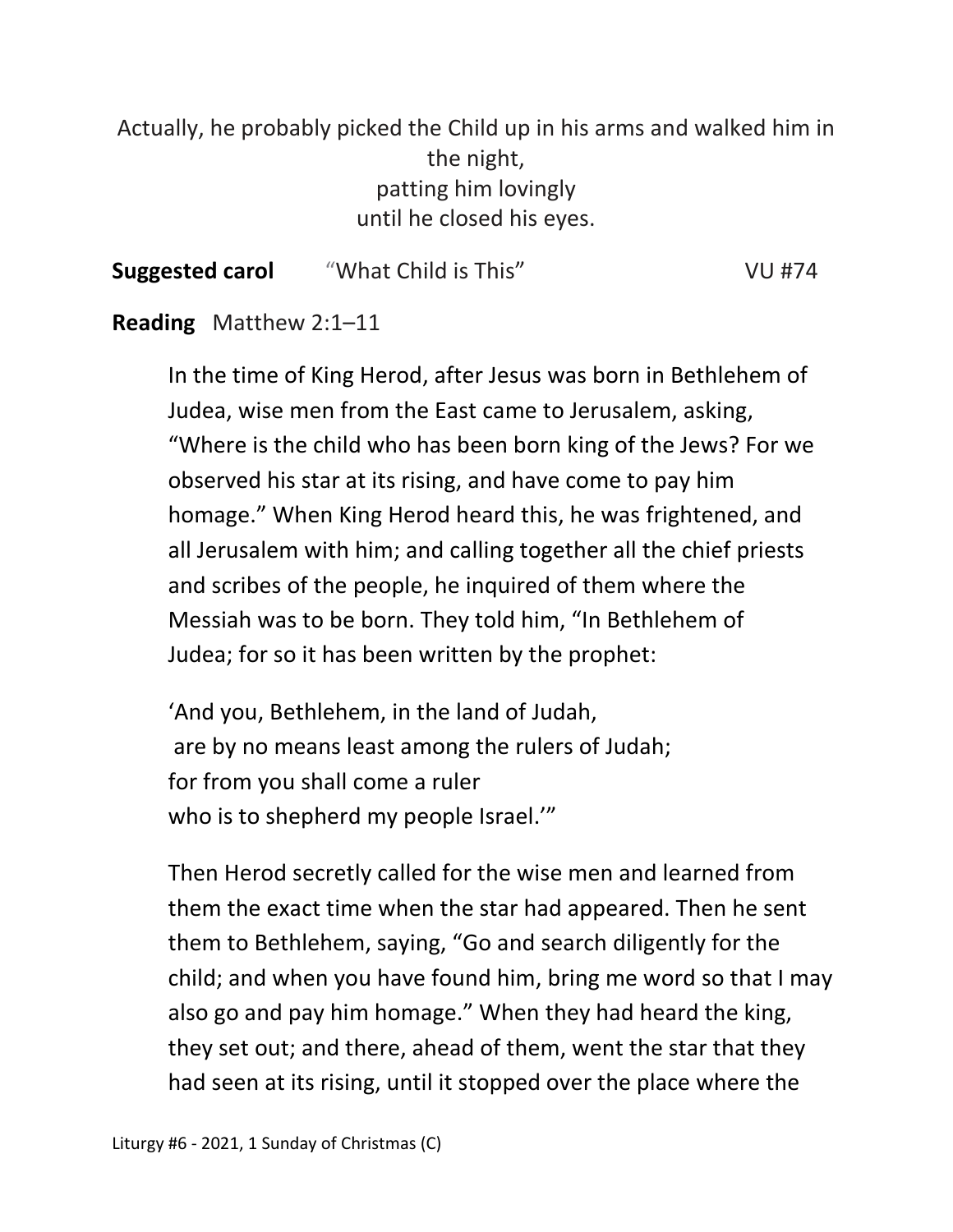Actually, he probably picked the Child up in his arms and walked him in the night,
patting him lovingly
until he closed his eyes.

**Suggested carol** "What Child is This" VU #74

**Reading** Matthew 2:1–11

In the time of King Herod, after Jesus was born in Bethlehem of Judea, wise men from the East came to Jerusalem, asking, "Where is the child who has been born king of the Jews? For we observed his star at its rising, and have come to pay him homage." When King Herod heard this, he was frightened, and all Jerusalem with him; and calling together all the chief priests and scribes of the people, he inquired of them where the Messiah was to be born. They told him, "In Bethlehem of Judea; for so it has been written by the prophet:

'And you, Bethlehem, in the land of Judah,
are by no means least among the rulers of Judah;
for from you shall come a ruler
who is to shepherd my people Israel.'"

Then Herod secretly called for the wise men and learned from them the exact time when the star had appeared. Then he sent them to Bethlehem, saying, "Go and search diligently for the child; and when you have found him, bring me word so that I may also go and pay him homage." When they had heard the king, they set out; and there, ahead of them, went the star that they had seen at its rising, until it stopped over the place where the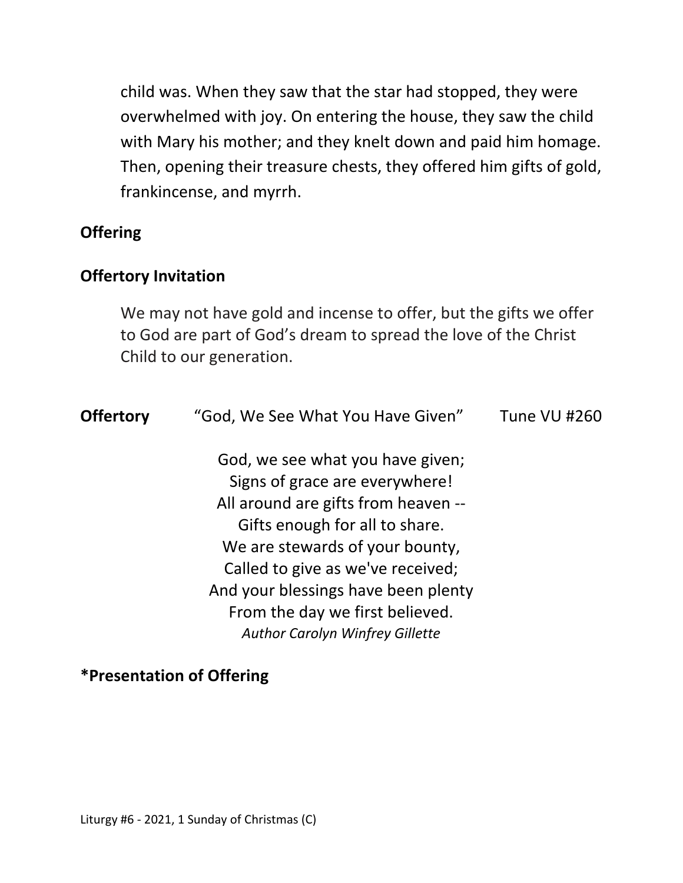child was. When they saw that the star had stopped, they were overwhelmed with joy. On entering the house, they saw the child with Mary his mother; and they knelt down and paid him homage. Then, opening their treasure chests, they offered him gifts of gold, frankincense, and myrrh.

**Offering**

**Offertory Invitation**

We may not have gold and incense to offer, but the gifts we offer to God are part of God's dream to spread the love of the Christ Child to our generation.

**Offertory** "God, We See What You Have Given" Tune VU #260

God, we see what you have given;  
Signs of grace are everywhere!  
All around are gifts from heaven --  
Gifts enough for all to share.  
We are stewards of your bounty,  
Called to give as we've received;  
And your blessings have been plenty  
From the day we first believed.  
*Author Carolyn Winfrey Gillette*

**\*Presentation of Offering**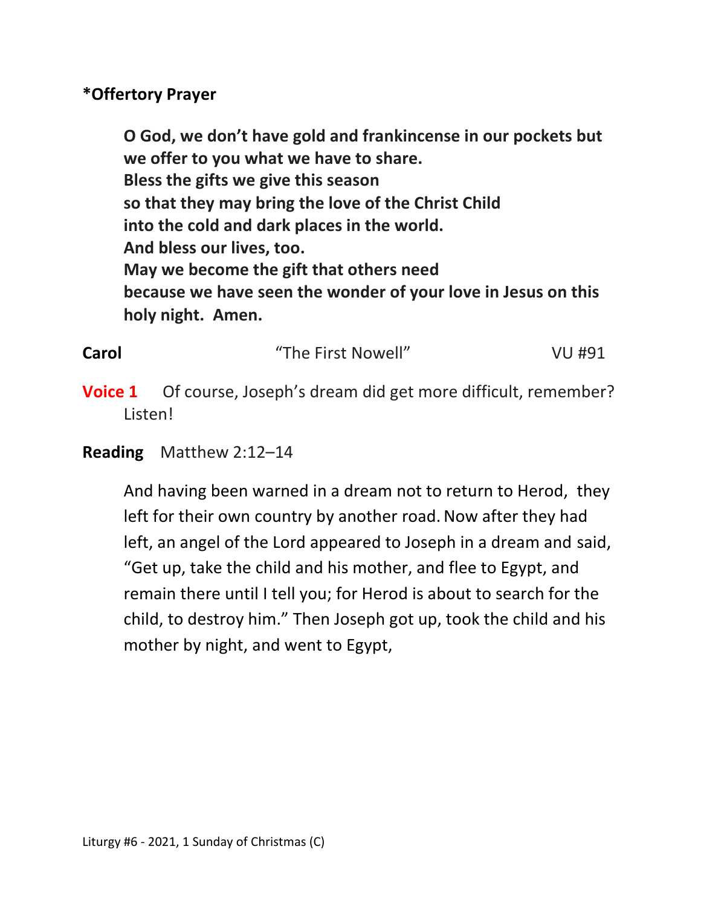**\*Offertory Prayer**

> **O God, we don't have gold and frankincense in our pockets but we offer to you what we have to share.**
> **Bless the gifts we give this season**
> **so that they may bring the love of the Christ Child**
> **into the cold and dark places in the world.**
> **And bless our lives, too.**
> **May we become the gift that others need**
> **because we have seen the wonder of your love in Jesus on this holy night. Amen.**

**Carol** "The First Nowell" VU #91

**Voice 1** Of course, Joseph's dream did get more difficult, remember? Listen!

**Reading** Matthew 2:12–14

> And having been warned in a dream not to return to Herod, they left for their own country by another road. Now after they had left, an angel of the Lord appeared to Joseph in a dream and said, "Get up, take the child and his mother, and flee to Egypt, and remain there until I tell you; for Herod is about to search for the child, to destroy him." Then Joseph got up, took the child and his mother by night, and went to Egypt,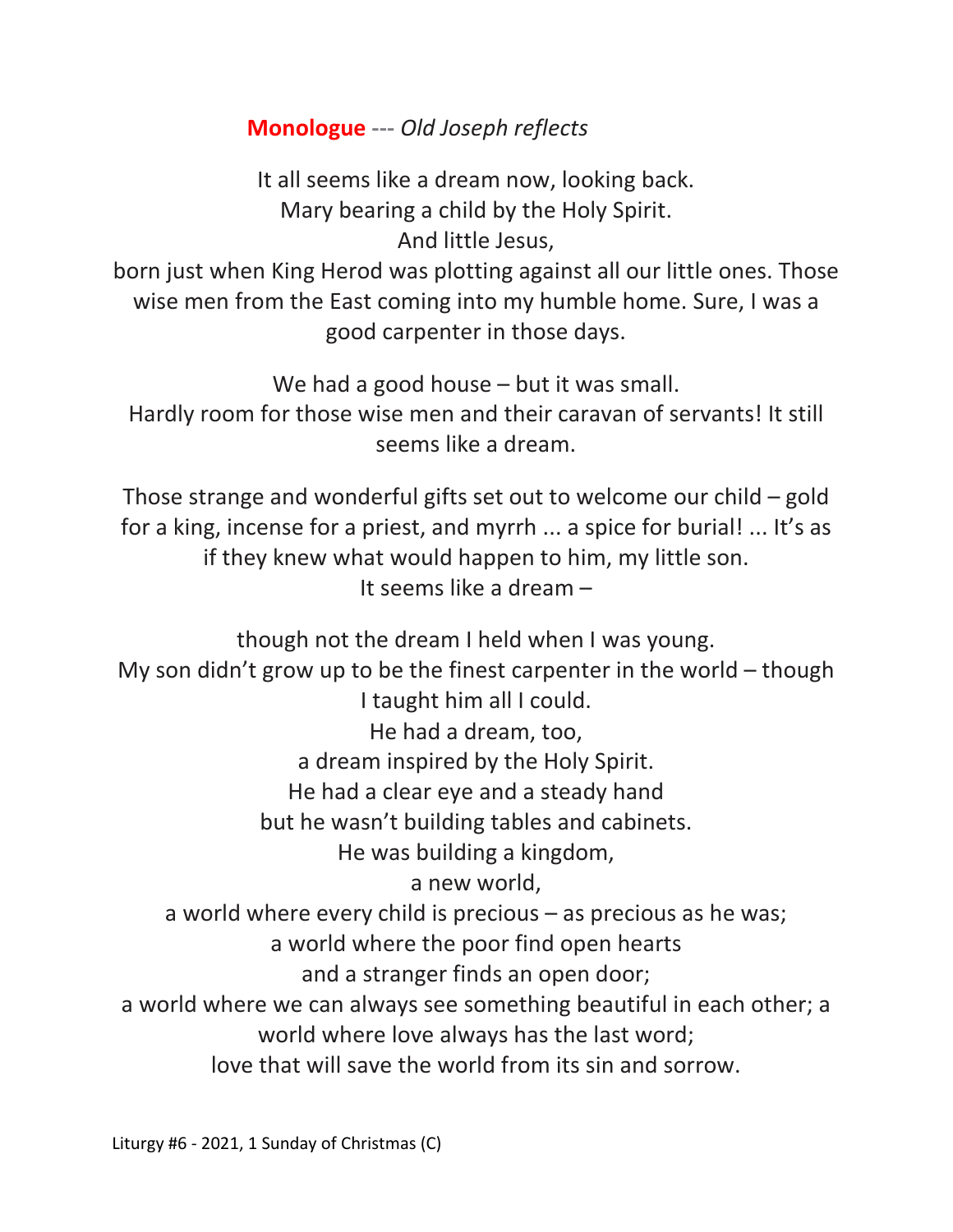**Monologue** --- *Old Joseph reflects*

It all seems like a dream now, looking back.
Mary bearing a child by the Holy Spirit.
And little Jesus,
born just when King Herod was plotting against all our little ones. Those wise men from the East coming into my humble home. Sure, I was a good carpenter in those days.

We had a good house – but it was small.
Hardly room for those wise men and their caravan of servants! It still seems like a dream.

Those strange and wonderful gifts set out to welcome our child – gold for a king, incense for a priest, and myrrh ... a spice for burial! ... It's as if they knew what would happen to him, my little son.
It seems like a dream –

though not the dream I held when I was young.
My son didn't grow up to be the finest carpenter in the world – though I taught him all I could.
He had a dream, too,
a dream inspired by the Holy Spirit.
He had a clear eye and a steady hand
but he wasn't building tables and cabinets.
He was building a kingdom,
a new world,
a world where every child is precious – as precious as he was;
a world where the poor find open hearts
and a stranger finds an open door;
a world where we can always see something beautiful in each other; a world where love always has the last word;
love that will save the world from its sin and sorrow.

Liturgy #6 - 2021, 1 Sunday of Christmas (C)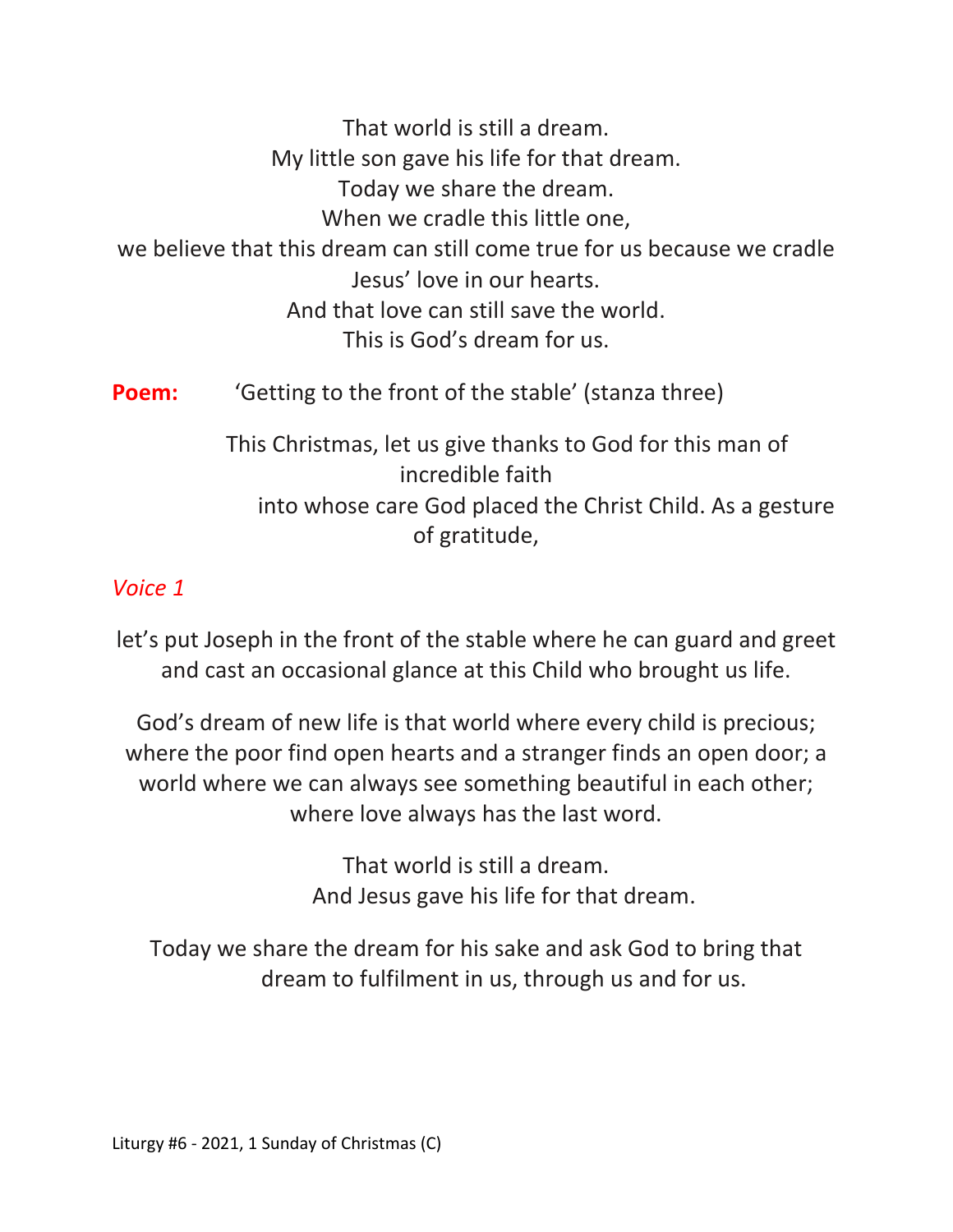That world is still a dream.
My little son gave his life for that dream.
Today we share the dream.
When we cradle this little one,
we believe that this dream can still come true for us because we cradle Jesus' love in our hearts.
And that love can still save the world.
This is God's dream for us.

**Poem:** 'Getting to the front of the stable' (stanza three)

This Christmas, let us give thanks to God for this man of incredible faith
into whose care God placed the Christ Child. As a gesture of gratitude,

*Voice 1*

let's put Joseph in the front of the stable where he can guard and greet and cast an occasional glance at this Child who brought us life.

God's dream of new life is that world where every child is precious; where the poor find open hearts and a stranger finds an open door; a world where we can always see something beautiful in each other; where love always has the last word.

That world is still a dream.
And Jesus gave his life for that dream.

Today we share the dream for his sake and ask God to bring that dream to fulfilment in us, through us and for us.

Liturgy #6 - 2021, 1 Sunday of Christmas (C)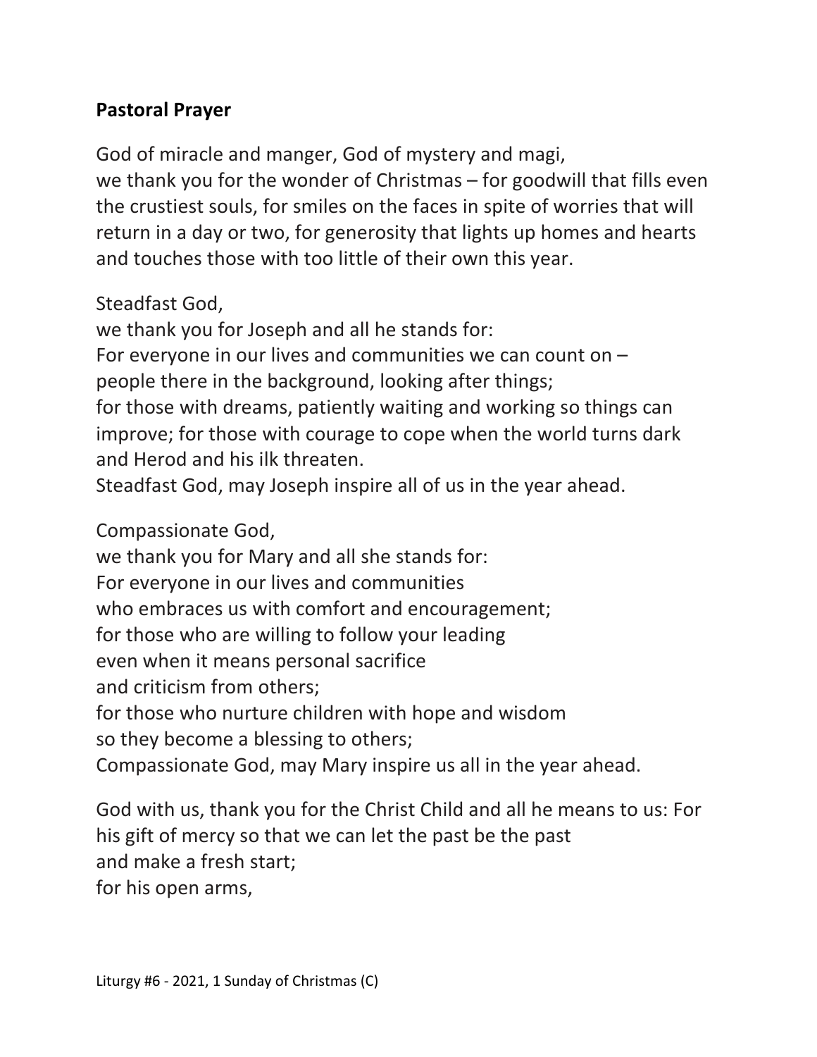## Pastoral Prayer

God of miracle and manger, God of mystery and magi,
we thank you for the wonder of Christmas – for goodwill that fills even the crustiest souls, for smiles on the faces in spite of worries that will return in a day or two, for generosity that lights up homes and hearts and touches those with too little of their own this year.

Steadfast God,
we thank you for Joseph and all he stands for:
For everyone in our lives and communities we can count on –
people there in the background, looking after things;
for those with dreams, patiently waiting and working so things can improve; for those with courage to cope when the world turns dark and Herod and his ilk threaten.
Steadfast God, may Joseph inspire all of us in the year ahead.

Compassionate God,
we thank you for Mary and all she stands for:
For everyone in our lives and communities
who embraces us with comfort and encouragement;
for those who are willing to follow your leading
even when it means personal sacrifice
and criticism from others;
for those who nurture children with hope and wisdom
so they become a blessing to others;
Compassionate God, may Mary inspire us all in the year ahead.

God with us, thank you for the Christ Child and all he means to us: For his gift of mercy so that we can let the past be the past
and make a fresh start;
for his open arms,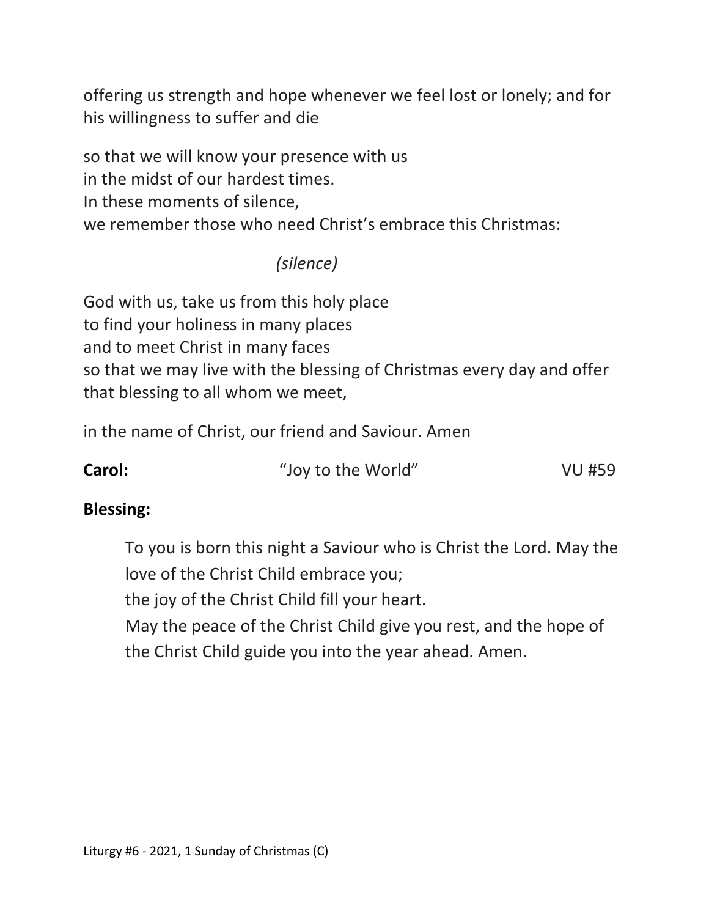offering us strength and hope whenever we feel lost or lonely; and for his willingness to suffer and die

so that we will know your presence with us
in the midst of our hardest times.
In these moments of silence,
we remember those who need Christ's embrace this Christmas:

*(silence)*

God with us, take us from this holy place
to find your holiness in many places
and to meet Christ in many faces
so that we may live with the blessing of Christmas every day and offer that blessing to all whom we meet,

in the name of Christ, our friend and Saviour. Amen

**Carol:** "Joy to the World" VU #59

**Blessing:**

> To you is born this night a Saviour who is Christ the Lord. May the love of the Christ Child embrace you;
> the joy of the Christ Child fill your heart.
> May the peace of the Christ Child give you rest, and the hope of the Christ Child guide you into the year ahead. Amen.